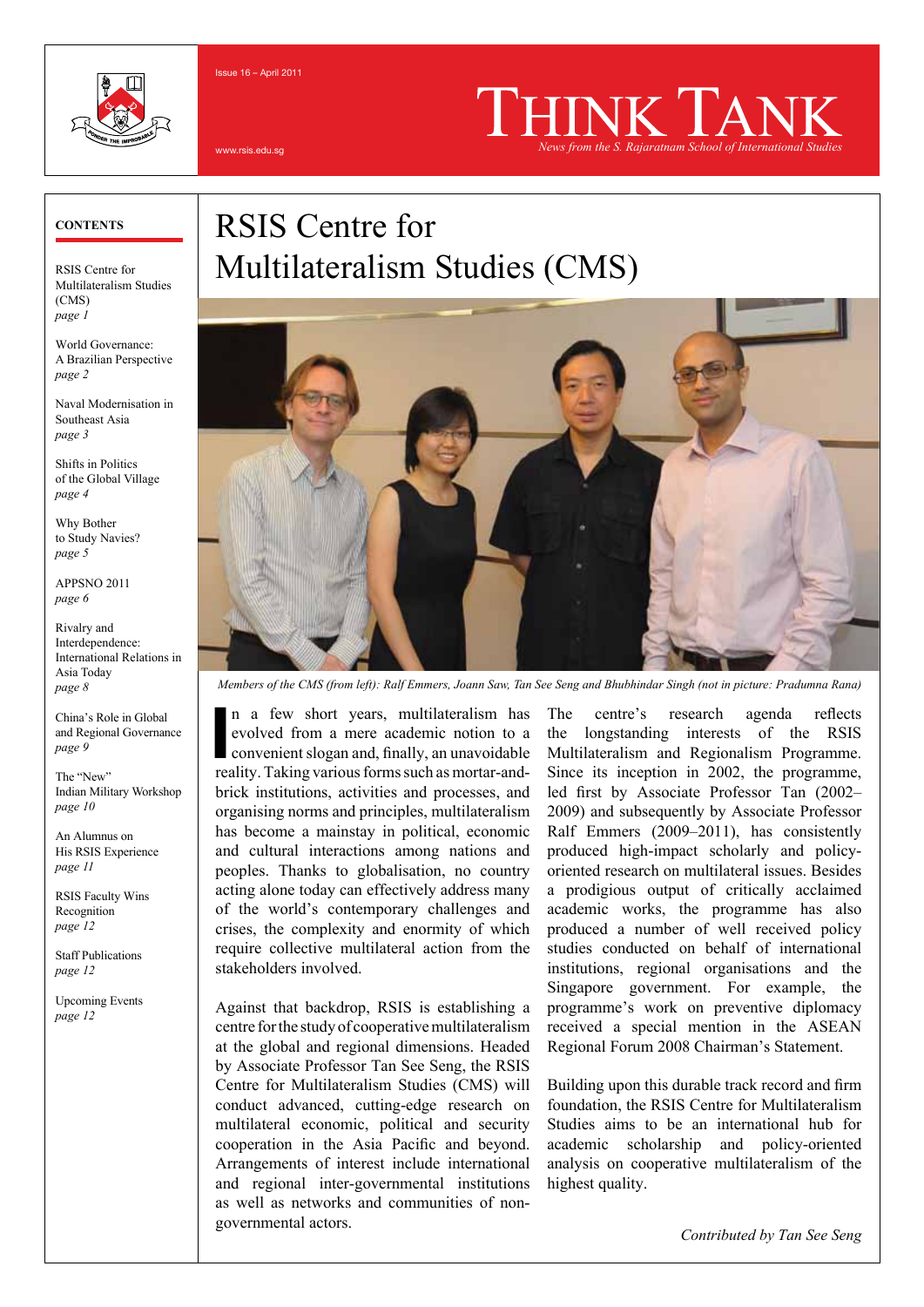Issue 16 – April 2011

www.rsis.edu.sg

# Think Tank

*News from the S. Rajaratnam School of International Studies*

**CONTENTS**

RSIS Centre for Multilateralism Studies (CMS) *page 1*

World Governance: A Brazilian Perspective *page 2*

Naval Modernisation in Southeast Asia *page 3*

Shifts in Politics of the Global Village *page 4*

Why Bother to Study Navies? *page 5*

APPSNO 2011 *page 6*

Rivalry and Interdependence: International Relations in Asia Today *page 8*

China's Role in Global and Regional Governance *page 9*

The "New" Indian Military Workshop *page 10*

An Alumnus on His RSIS Experience *page 11*

RSIS Faculty Wins Recognition *page 12*

Staff Publications *page 12*

Upcoming Events *page 12*

## RSIS Centre for Multilateralism Studies (CMS)

*Members of the CMS (from left): Ralf Emmers, Joann Saw, Tan See Seng and Bhubhindar Singh (not in picture: Pradumna Rana)*

In a few short years, multilateralism has evolved from a mere academic notion to a convenient slogan and, finally, an unavoidable reality. Taking various forms such as mortar-and-brick institutions, activities and processes, and organising norms and principles, multilateralism has become a mainstay in political, economic and cultural interactions among nations and peoples. Thanks to globalisation, no country acting alone today can effectively address many of the world's contemporary challenges and crises, the complexity and enormity of which require collective multilateral action from the stakeholders involved.

Against that backdrop, RSIS is establishing a centre for the study of cooperative multilateralism at the global and regional dimensions. Headed by Associate Professor Tan See Seng, the RSIS Centre for Multilateralism Studies (CMS) will conduct advanced, cutting-edge research on multilateral economic, political and security cooperation in the Asia Pacific and beyond. Arrangements of interest include international and regional inter-governmental institutions as well as networks and communities of non-governmental actors.

The centre's research agenda reflects the longstanding interests of the RSIS Multilateralism and Regionalism Programme. Since its inception in 2002, the programme, led first by Associate Professor Tan (2002–2009) and subsequently by Associate Professor Ralf Emmers (2009–2011), has consistently produced high-impact scholarly and policy-oriented research on multilateral issues. Besides a prodigious output of critically acclaimed academic works, the programme has also produced a number of well received policy studies conducted on behalf of international institutions, regional organisations and the Singapore government. For example, the programme's work on preventive diplomacy received a special mention in the ASEAN Regional Forum 2008 Chairman's Statement.

Building upon this durable track record and firm foundation, the RSIS Centre for Multilateralism Studies aims to be an international hub for academic scholarship and policy-oriented analysis on cooperative multilateralism of the highest quality.

*Contributed by Tan See Seng*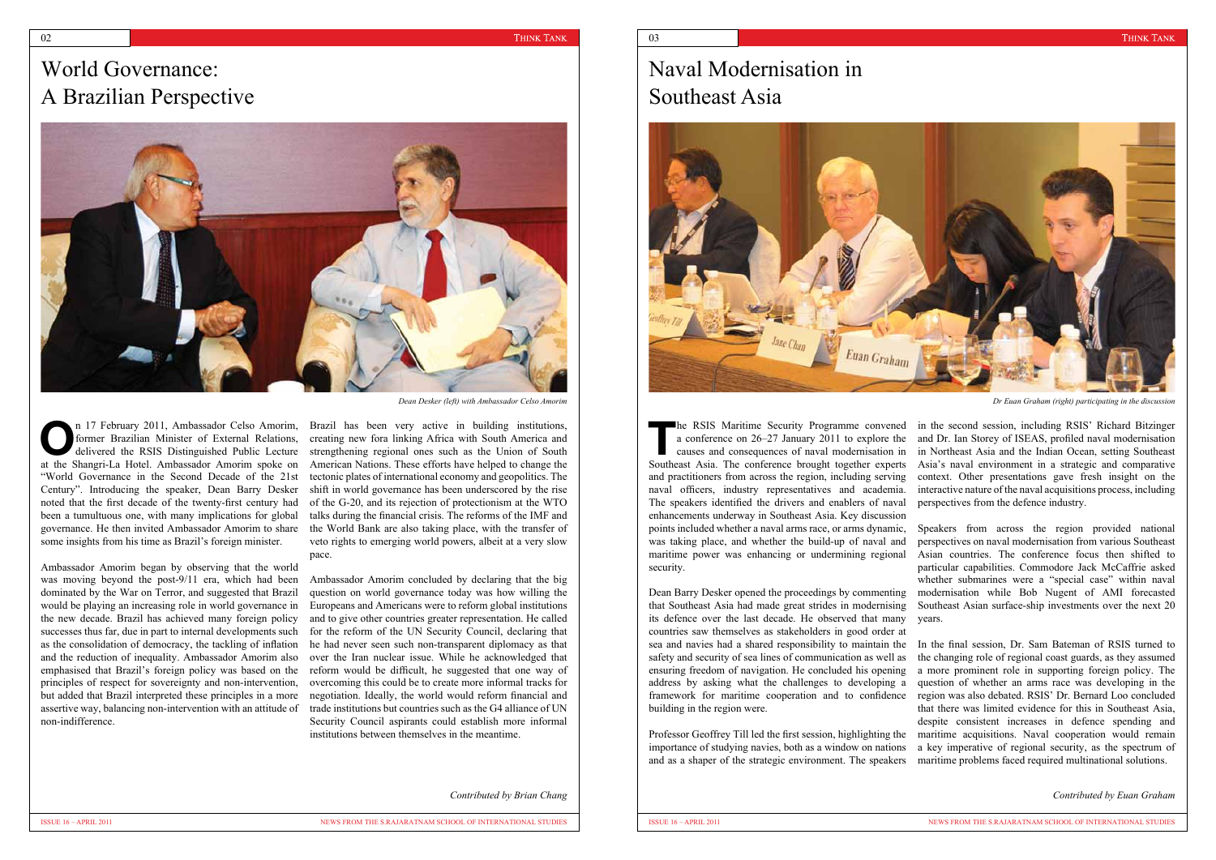# World Governance: A Brazilian Perspective

*Dean Desker (left) with Ambassador Celso Amorim*

On 17 February 2011, Ambassador Celso Amorim, former Brazilian Minister of External Relations, delivered the RSIS Distinguished Public Lecture at the Shangri-La Hotel. Ambassador Amorim spoke on "World Governance in the Second Decade of the 21st Century". Introducing the speaker, Dean Barry Desker noted that the first decade of the twenty-first century had been a tumultuous one, with many implications for global governance. He then invited Ambassador Amorim to share some insights from his time as Brazil's foreign minister.

Ambassador Amorim began by observing that the world was moving beyond the post-9/11 era, which had been dominated by the War on Terror, and suggested that Brazil would be playing an increasing role in world governance in the new decade. Brazil has achieved many foreign policy successes thus far, due in part to internal developments such as the consolidation of democracy, the tackling of inflation and the reduction of inequality. Ambassador Amorim also emphasised that Brazil's foreign policy was based on the principles of respect for sovereignty and non-intervention, but added that Brazil interpreted these principles in a more assertive way, balancing non-intervention with an attitude of non-indifference.

Brazil has been very active in building institutions, creating new fora linking Africa with South America and strengthening regional ones such as the Union of South American Nations. These efforts have helped to change the tectonic plates of international economy and geopolitics. The shift in world governance has been underscored by the rise of the G-20, and its rejection of protectionism at the WTO talks during the financial crisis. The reforms of the IMF and the World Bank are also taking place, with the transfer of veto rights to emerging world powers, albeit at a very slow pace.

Ambassador Amorim concluded by declaring that the big question on world governance today was how willing the Europeans and Americans were to reform global institutions and to give other countries greater representation. He called for the reform of the UN Security Council, declaring that he had never seen such non-transparent diplomacy as that over the Iran nuclear issue. While he acknowledged that reform would be difficult, he suggested that one way of overcoming this could be to create more informal tracks for negotiation. Ideally, the world would reform financial and trade institutions but countries such as the G4 alliance of UN Security Council aspirants could establish more informal institutions between themselves in the meantime.

*Contributed by Brian Chang*

# Naval Modernisation in Southeast Asia

*Dr Euan Graham (right) participating in the discussion*

The RSIS Maritime Security Programme convened a conference on 26–27 January 2011 to explore the causes and consequences of naval modernisation in Southeast Asia. The conference brought together experts and practitioners from across the region, including serving naval officers, industry representatives and academia. The speakers identified the drivers and enablers of naval enhancements underway in Southeast Asia. Key discussion points included whether a naval arms race, or arms dynamic, was taking place, and whether the build-up of naval and maritime power was enhancing or undermining regional security.

Dean Barry Desker opened the proceedings by commenting that Southeast Asia had made great strides in modernising its defence over the last decade. He observed that many countries saw themselves as stakeholders in good order at sea and navies had a shared responsibility to maintain the safety and security of sea lines of communication as well as ensuring freedom of navigation. He concluded his opening address by asking what the challenges to developing a framework for maritime cooperation and to confidence building in the region were.

Professor Geoffrey Till led the first session, highlighting the importance of studying navies, both as a window on nations and as a shaper of the strategic environment. The speakers in the second session, including RSIS' Richard Bitzinger and Dr. Ian Storey of ISEAS, profiled naval modernisation in Northeast Asia and the Indian Ocean, setting Southeast Asia's naval environment in a strategic and comparative context. Other presentations gave fresh insight on the interactive nature of the naval acquisitions process, including perspectives from the defence industry.

Speakers from across the region provided national perspectives on naval modernisation from various Southeast Asian countries. The conference focus then shifted to particular capabilities. Commodore Jack McCaffrie asked whether submarines were a "special case" within naval modernisation while Bob Nugent of AMI forecasted Southeast Asian surface-ship investments over the next 20 years.

In the final session, Dr. Sam Bateman of RSIS turned to the changing role of regional coast guards, as they assumed a more prominent role in supporting foreign policy. The question of whether an arms race was developing in the region was also debated. RSIS' Dr. Bernard Loo concluded that there was limited evidence for this in Southeast Asia, despite consistent increases in defence spending and maritime acquisitions. Naval cooperation would remain a key imperative of regional security, as the spectrum of maritime problems faced required multinational solutions.

*Contributed by Euan Graham*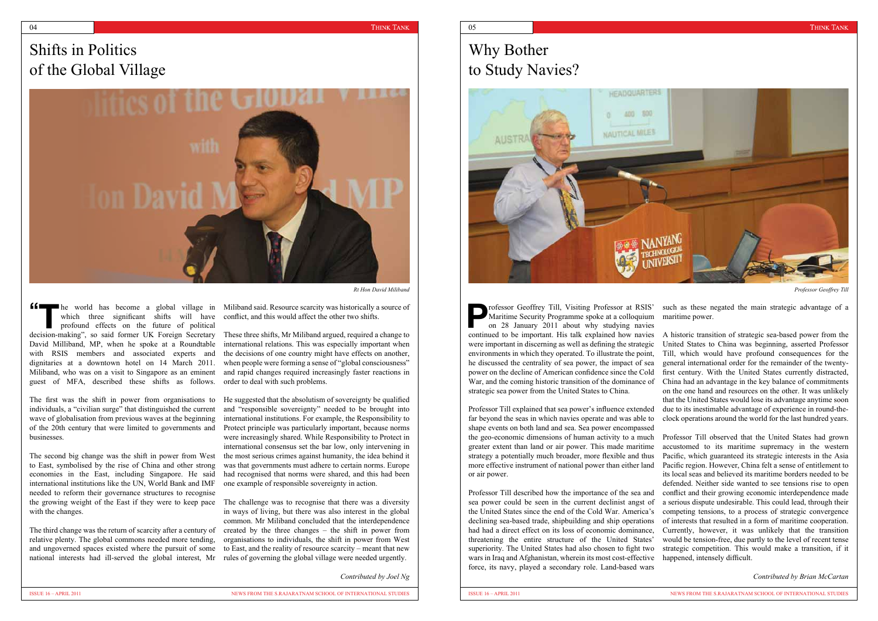# Shifts in Politics of the Global Village

*Rt Hon David Miliband*

"The world has become a global village in which three significant shifts will have profound effects on the future of political decision-making", so said former UK Foreign Secretary David Millibanl, MP, when he spoke at a Roundtable with RSIS members and associated experts and dignitaries at a downtown hotel on 14 March 2011. Miliband, who was on a visit to Singapore as an eminent guest of MFA, described these shifts as follows.

The first was the shift in power from organisations to individuals, a "civilian surge" that distinguished the current wave of globalisation from previous waves at the beginning of the 20th century that were limited to governments and businesses.

The second big change was the shift in power from West to East, symbolised by the rise of China and other strong economies in the East, including Singapore. He said international institutions like the UN, World Bank and IMF needed to reform their governance structures to recognise the growing weight of the East if they were to keep pace with the changes.

The third change was the return of scarcity after a century of relative plenty. The global commons needed more tending, and ungoverned spaces existed where the pursuit of some national interests had ill-served the global interest, Mr Miliband said. Resource scarcity was historically a source of conflict, and this would affect the other two shifts.

These three shifts, Mr Miliband argued, required a change to international relations. This was especially important when the decisions of one country might have effects on another, when people were forming a sense of "global consciousness" and rapid changes required increasingly faster reactions in order to deal with such problems.

He suggested that the absolutism of sovereignty be qualified and "responsible sovereignty" needed to be brought into international institutions. For example, the Responsibility to Protect principle was particularly important, because norms were increasingly shared. While Responsibility to Protect in international consensus set the bar low, only intervening in the most serious crimes against humanity, the idea behind it was that governments must adhere to certain norms. Europe had recognised that norms were shared, and this had been one example of responsible sovereignty in action.

The challenge was to recognise that there was a diversity in ways of living, but there was also interest in the global common. Mr Miliband concluded that the interdependence created by the three changes – the shift in power from organisations to individuals, the shift in power from West to East, and the reality of resource scarcity – meant that new rules of governing the global village were needed urgently.

*Contributed by Joel Ng*

# Why Bother to Study Navies?

*Professor Geoffrey Till*

Professor Geoffrey Till, Visiting Professor at RSIS' Maritime Security Programme spoke at a colloquium on 28 January 2011 about why studying navies continued to be important. His talk explained how navies were important in discerning as well as defining the strategic environments in which they operated. To illustrate the point, he discussed the centrality of sea power, the impact of sea power on the decline of American confidence since the Cold War, and the coming historic transition of the dominance of strategic sea power from the United States to China.

Professor Till explained that sea power's influence extended far beyond the seas in which navies operate and was able to shape events on both land and sea. Sea power encompassed the geo-economic dimensions of human activity to a much greater extent than land or air power. This made maritime strategy a potentially much broader, more flexible and thus more effective instrument of national power than either land or air power.

Professor Till described how the importance of the sea and sea power could be seen in the current declinist angst of the United States since the end of the Cold War. America's declining sea-based trade, shipbuilding and ship operations had had a direct effect on its loss of economic dominance, threatening the entire structure of the United States' superiority. The United States had also chosen to fight two wars in Iraq and Afghanistan, wherein its most cost-effective force, its navy, played a secondary role. Land-based wars such as these negated the main strategic advantage of a maritime power.

A historic transition of strategic sea-based power from the United States to China was beginning, asserted Professor Till, which would have profound consequences for the general international order for the remainder of the twenty-first century. With the United States currently distracted, China had an advantage in the key balance of commitments on the one hand and resources on the other. It was unlikely that the United States would lose its advantage anytime soon due to its inestimable advantage of experience in round-the-clock operations around the world for the last hundred years.

Professor Till observed that the United States had grown accustomed to its maritime supremacy in the western Pacific, which guaranteed its strategic interests in the Asia Pacific region. However, China felt a sense of entitlement to its local seas and believed its maritime borders needed to be defended. Neither side wanted to see tensions rise to open conflict and their growing economic interdependence made a serious dispute undesirable. This could lead, through their competing tensions, to a process of strategic convergence of interests that resulted in a form of maritime cooperation. Currently, however, it was unlikely that the transition would be tension-free, due partly to the level of recent tense strategic competition. This would make a transition, if it happened, intensely difficult.

*Contributed by Brian McCartan*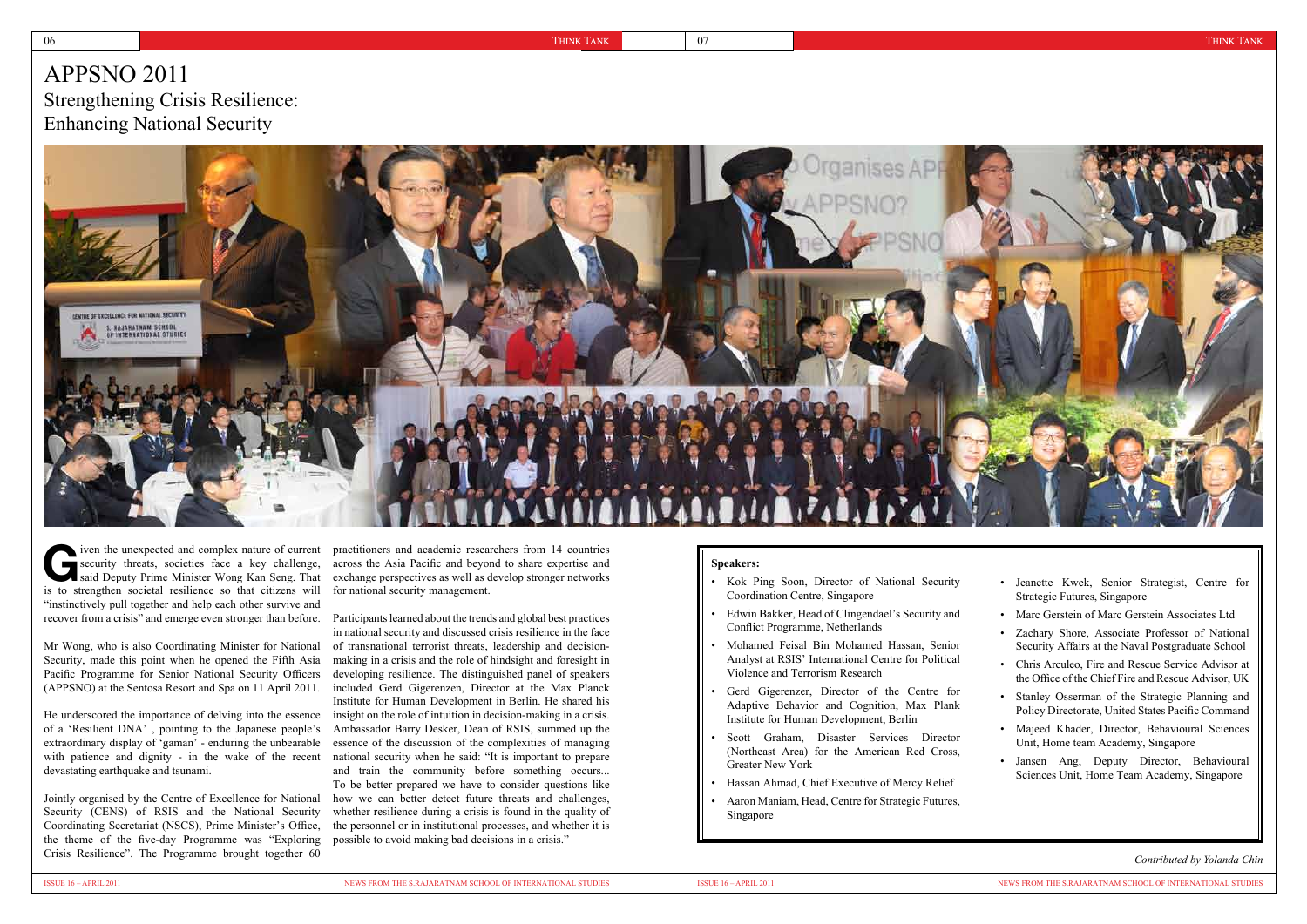# APPSNO 2011

## Strengthening Crisis Resilience: Enhancing National Security

Given the unexpected and complex nature of current security threats, societies face a key challenge, said Deputy Prime Minister Wong Kan Seng. That is to strengthen societal resilience so that citizens will "instinctively pull together and help each other survive and recover from a crisis" and emerge even stronger than before.

Mr Wong, who is also Coordinating Minister for National Security, made this point when he opened the Fifth Asia Pacific Programme for Senior National Security Officers (APPSNO) at the Sentosa Resort and Spa on 11 April 2011.

He underscored the importance of delving into the essence of a 'Resilient DNA' , pointing to the Japanese people's extraordinary display of 'gaman' - enduring the unbearable with patience and dignity - in the wake of the recent devastating earthquake and tsunami.

Jointly organised by the Centre of Excellence for National Security (CENS) of RSIS and the National Security Coordinating Secretariat (NSCS), Prime Minister's Office, the theme of the five-day Programme was "Exploring Crisis Resilience". The Programme brought together 60 practitioners and academic researchers from 14 countries across the Asia Pacific and beyond to share expertise and exchange perspectives as well as develop stronger networks for national security management.

Participants learned about the trends and global best practices in national security and discussed crisis resilience in the face of transnational terrorist threats, leadership and decision-making in a crisis and the role of hindsight and foresight in developing resilience. The distinguished panel of speakers included Gerd Gigerenzen, Director at the Max Planck Institute for Human Development in Berlin. He shared his insight on the role of intuition in decision-making in a crisis. Ambassador Barry Desker, Dean of RSIS, summed up the essence of the discussion of the complexities of managing national security when he said: "It is important to prepare and train the community before something occurs... To be better prepared we have to consider questions like how we can better detect future threats and challenges, whether resilience during a crisis is found in the quality of the personnel or in institutional processes, and whether it is possible to avoid making bad decisions in a crisis."

**Speakers:**

- Kok Ping Soon, Director of National Security Coordination Centre, Singapore
- Edwin Bakker, Head of Clingendael's Security and Conflict Programme, Netherlands
- Mohamed Feisal Bin Mohamed Hassan, Senior Analyst at RSIS' International Centre for Political Violence and Terrorism Research
- Gerd Gigerenzer, Director of the Centre for Adaptive Behavior and Cognition, Max Plank Institute for Human Development, Berlin
- Scott Graham, Disaster Services Director (Northeast Area) for the American Red Cross, Greater New York
- Hassan Ahmad, Chief Executive of Mercy Relief
- Aaron Maniam, Head, Centre for Strategic Futures, Singapore
- Jeanette Kwek, Senior Strategist, Centre for Strategic Futures, Singapore
- Marc Gerstein of Marc Gerstein Associates Ltd
- Zachary Shore, Associate Professor of National Security Affairs at the Naval Postgraduate School
- Chris Arculeo, Fire and Rescue Service Advisor at the Office of the Chief Fire and Rescue Advisor, UK
- Stanley Osserman of the Strategic Planning and Policy Directorate, United States Pacific Command
- Majeed Khader, Director, Behavioural Sciences Unit, Home team Academy, Singapore
- Jansen Ang, Deputy Director, Behavioural Sciences Unit, Home Team Academy, Singapore

*Contributed by Yolanda Chin*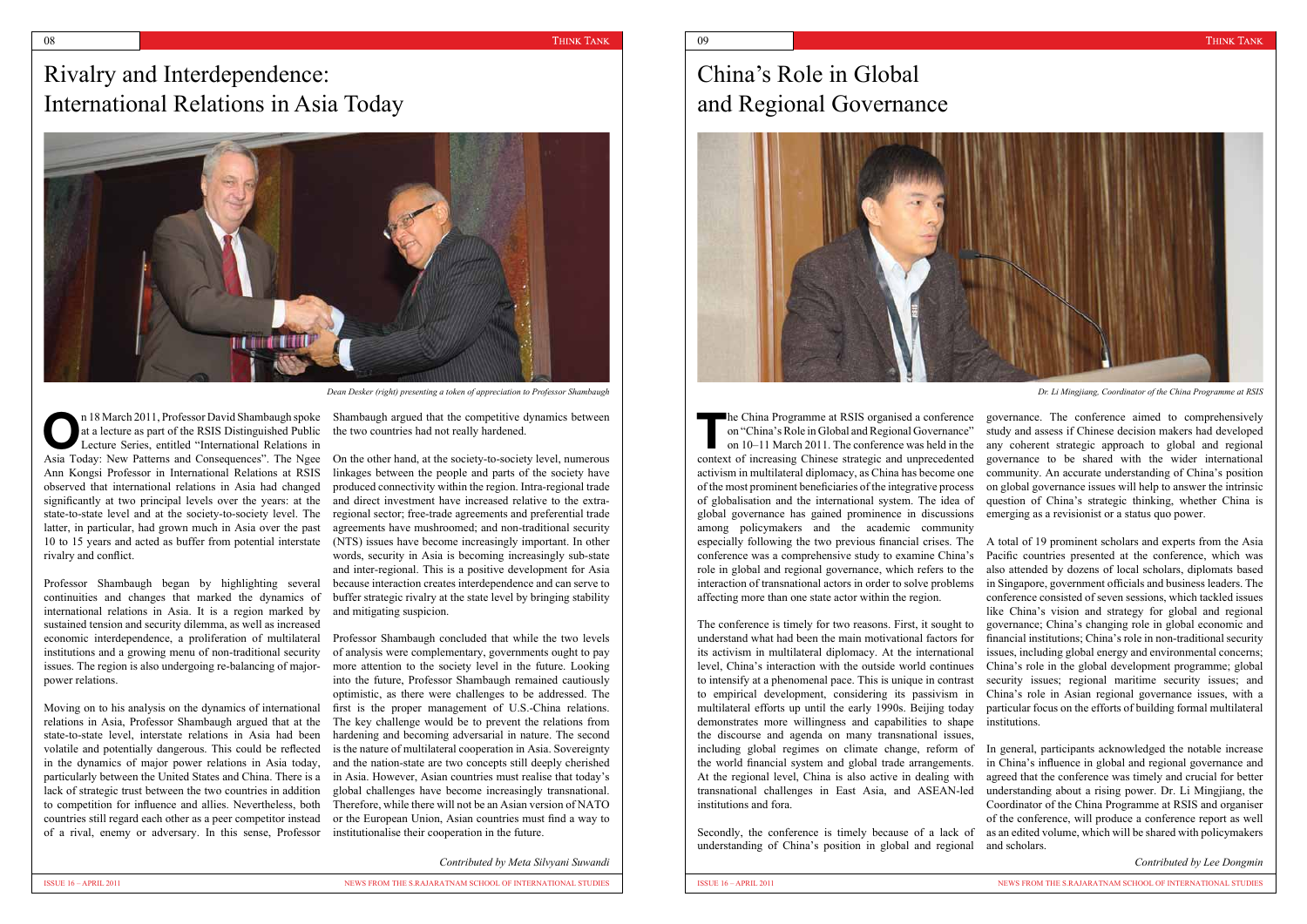# Rivalry and Interdependence: International Relations in Asia Today

*Dean Desker (right) presenting a token of appreciation to Professor Shambaugh*

On 18 March 2011, Professor David Shambaugh spoke at a lecture as part of the RSIS Distinguished Public Lecture Series, entitled "International Relations in Asia Today: New Patterns and Consequences". The Ngee Ann Kongsi Professor in International Relations at RSIS observed that international relations in Asia had changed significantly at two principal levels over the years: at the state-to-state level and at the society-to-society level. The latter, in particular, had grown much in Asia over the past 10 to 15 years and acted as buffer from potential interstate rivalry and conflict.

Professor Shambaugh began by highlighting several continuities and changes that marked the dynamics of international relations in Asia. It is a region marked by sustained tension and security dilemma, as well as increased economic interdependence, a proliferation of multilateral institutions and a growing menu of non-traditional security issues. The region is also undergoing re-balancing of major-power relations.

Moving on to his analysis on the dynamics of international relations in Asia, Professor Shambaugh argued that at the state-to-state level, interstate relations in Asia had been volatile and potentially dangerous. This could be reflected in the dynamics of major power relations in Asia today, particularly between the United States and China. There is a lack of strategic trust between the two countries in addition to competition for influence and allies. Nevertheless, both countries still regard each other as a peer competitor instead of a rival, enemy or adversary. In this sense, Professor Shambaugh argued that the competitive dynamics between the two countries had not really hardened.

On the other hand, at the society-to-society level, numerous linkages between the people and parts of the society have produced connectivity within the region. Intra-regional trade and direct investment have increased relative to the extra-regional sector; free-trade agreements and preferential trade agreements have mushroomed; and non-traditional security (NTS) issues have become increasingly important. In other words, security in Asia is becoming increasingly sub-state and inter-regional. This is a positive development for Asia because interaction creates interdependence and can serve to buffer strategic rivalry at the state level by bringing stability and mitigating suspicion.

Professor Shambaugh concluded that while the two levels of analysis were complementary, governments ought to pay more attention to the society level in the future. Looking into the future, Professor Shambaugh remained cautiously optimistic, as there were challenges to be addressed. The first is the proper management of U.S.-China relations. The key challenge would be to prevent the relations from hardening and becoming adversarial in nature. The second is the nature of multilateral cooperation in Asia. Sovereignty and the nation-state are two concepts still deeply cherished in Asia. However, Asian countries must realise that today's global challenges have become increasingly transnational. Therefore, while there will not be an Asian version of NATO or the European Union, Asian countries must find a way to institutionalise their cooperation in the future.

*Contributed by Meta Silvyani Suwandi*

# China's Role in Global and Regional Governance

*Dr. Li Mingjiang, Coordinator of the China Programme at RSIS*

The China Programme at RSIS organised a conference on "China's Role in Global and Regional Governance" on 10–11 March 2011. The conference was held in the context of increasing Chinese strategic and unprecedented activism in multilateral diplomacy, as China has become one of the most prominent beneficiaries of the integrative process of globalisation and the international system. The idea of global governance has gained prominence in discussions among policymakers and the academic community especially following the two previous financial crises. The conference was a comprehensive study to examine China's role in global and regional governance, which refers to the interaction of transnational actors in order to solve problems affecting more than one state actor within the region.

The conference is timely for two reasons. First, it sought to understand what had been the main motivational factors for its activism in multilateral diplomacy. At the international level, China's interaction with the outside world continues to intensify at a phenomenal pace. This is unique in contrast to empirical development, considering its passivism in multilateral efforts up until the early 1990s. Beijing today demonstrates more willingness and capabilities to shape the discourse and agenda on many transnational issues, including global regimes on climate change, reform of the world financial system and global trade arrangements. At the regional level, China is also active in dealing with transnational challenges in East Asia, and ASEAN-led institutions and fora.

Secondly, the conference is timely because of a lack of understanding of China's position in global and regional governance. The conference aimed to comprehensively study and assess if Chinese decision makers had developed any coherent strategic approach to global and regional governance to be shared with the wider international community. An accurate understanding of China's position on global governance issues will help to answer the intrinsic question of China's strategic thinking, whether China is emerging as a revisionist or a status quo power.

A total of 19 prominent scholars and experts from the Asia Pacific countries presented at the conference, which was also attended by dozens of local scholars, diplomats based in Singapore, government officials and business leaders. The conference consisted of seven sessions, which tackled issues like China's vision and strategy for global and regional governance; China's changing role in global economic and financial institutions; China's role in non-traditional security issues, including global energy and environmental concerns; China's role in the global development programme; global security issues; regional maritime security issues; and China's role in Asian regional governance issues, with a particular focus on the efforts of building formal multilateral institutions.

In general, participants acknowledged the notable increase in China's influence in global and regional governance and agreed that the conference was timely and crucial for better understanding about a rising power. Dr. Li Mingjiang, the Coordinator of the China Programme at RSIS and organiser of the conference, will produce a conference report as well as an edited volume, which will be shared with policymakers and scholars.

*Contributed by Lee Dongmin*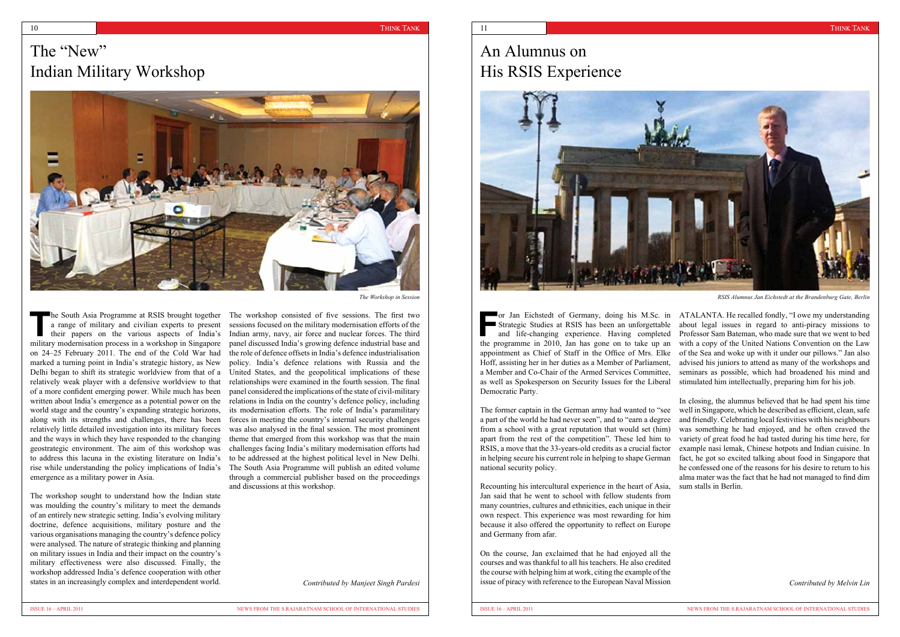# The "New" Indian Military Workshop

*The Workshop in Session*

The South Asia Programme at RSIS brought together a range of military and civilian experts to present their papers on the various aspects of India's military modernisation process in a workshop in Singapore on 24–25 February 2011. The end of the Cold War had marked a turning point in India's strategic history, as New Delhi began to shift its strategic worldview from that of a relatively weak player with a defensive worldview to that of a more confident emerging power. While much has been written about India's emergence as a potential power on the world stage and the country's expanding strategic horizons, along with its strengths and challenges, there has been relatively little detailed investigation into its military forces and the ways in which they have responded to the changing geostrategic environment. The aim of this workshop was to address this lacuna in the existing literature on India's rise while understanding the policy implications of India's emergence as a military power in Asia.

The workshop sought to understand how the Indian state was moulding the country's military to meet the demands of an entirely new strategic setting. India's evolving military doctrine, defence acquisitions, military posture and the various organisations managing the country's defence policy were analysed. The nature of strategic thinking and planning on military issues in India and their impact on the country's military effectiveness were also discussed. Finally, the workshop addressed India's defence cooperation with other states in an increasingly complex and interdependent world.

The workshop consisted of five sessions. The first two sessions focused on the military modernisation efforts of the Indian army, navy, air force and nuclear forces. The third panel discussed India's growing defence industrial base and the role of defence offsets in India's defence industrialisation policy. India's defence relations with Russia and the United States, and the geopolitical implications of these relationships were examined in the fourth session. The final panel considered the implications of the state of civil-military relations in India on the country's defence policy, including its modernisation efforts. The role of India's paramilitary forces in meeting the country's internal security challenges was also analysed in the final session. The most prominent theme that emerged from this workshop was that the main challenges facing India's military modernisation efforts had to be addressed at the highest political level in New Delhi. The South Asia Programme will publish an edited volume through a commercial publisher based on the proceedings and discussions at this workshop.

*Contributed by Manjeet Singh Pardesi*

# An Alumnus on His RSIS Experience

*RSIS Alumnus Jan Eichstedt at the Brandenburg Gate, Berlin*

For Jan Eichstedt of Germany, doing his M.Sc. in Strategic Studies at RSIS has been an unforgettable and life-changing experience. Having completed the programme in 2010, Jan has gone on to take up an appointment as Chief of Staff in the Office of Mrs. Elke Hoff, assisting her in her duties as a Member of Parliament, a Member and Co-Chair of the Armed Services Committee, as well as Spokesperson on Security Issues for the Liberal Democratic Party.

The former captain in the German army had wanted to "see a part of the world he had never seen", and to "earn a degree from a school with a great reputation that would set (him) apart from the rest of the competition". These led him to RSIS, a move that the 33-years-old credits as a crucial factor in helping secure his current role in helping to shape German national security policy.

Recounting his intercultural experience in the heart of Asia, Jan said that he went to school with fellow students from many countries, cultures and ethnicities, each unique in their own respect. This experience was most rewarding for him because it also offered the opportunity to reflect on Europe and Germany from afar.

On the course, Jan exclaimed that he had enjoyed all the courses and was thankful to all his teachers. He also credited the course with helping him at work, citing the example of the issue of piracy with reference to the European Naval Mission ATALANTA. He recalled fondly, "I owe my understanding about legal issues in regard to anti-piracy missions to Professor Sam Bateman, who made sure that we went to bed with a copy of the United Nations Convention on the Law of the Sea and woke up with it under our pillows." Jan also advised his juniors to attend as many of the workshops and seminars as possible, which had broadened his mind and stimulated him intellectually, preparing him for his job.

In closing, the alumnus believed that he had spent his time well in Singapore, which he described as efficient, clean, safe and friendly. Celebrating local festivities with his neighbours was something he had enjoyed, and he often craved the variety of great food he had tasted during his time here, for example nasi lemak, Chinese hotpots and Indian cuisine. In fact, he got so excited talking about food in Singapore that he confessed one of the reasons for his desire to return to his alma mater was the fact that he had not managed to find dim sum stalls in Berlin.

*Contributed by Melvin Lin*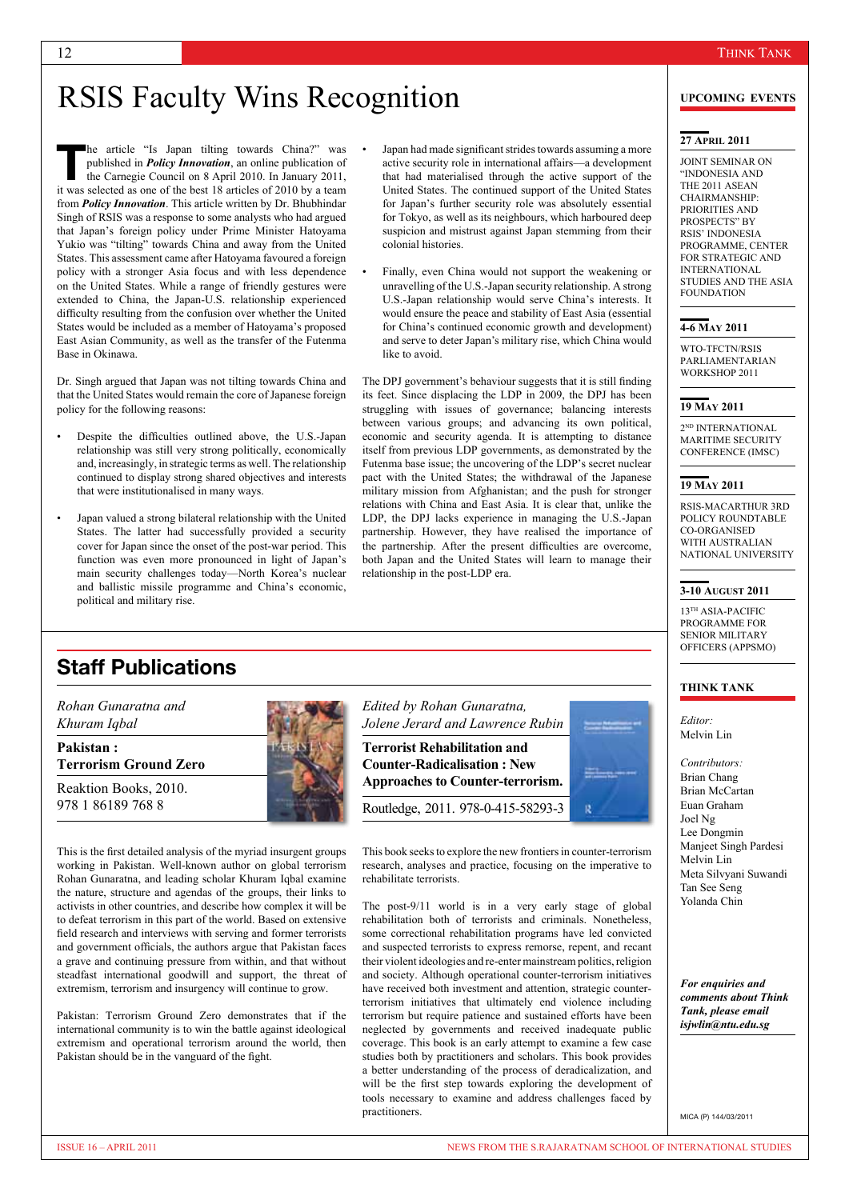# RSIS Faculty Wins Recognition

The article "Is Japan tilting towards China?" was published in ***Policy Innovation***, an online publication of the Carnegie Council on 8 April 2010. In January 2011, it was selected as one of the best 18 articles of 2010 by a team from ***Policy Innovation***. This article written by Dr. Bhubhindar Singh of RSIS was a response to some analysts who had argued that Japan's foreign policy under Prime Minister Hatoyama Yukio was "tilting" towards China and away from the United States. This assessment came after Hatoyama favoured a foreign policy with a stronger Asia focus and with less dependence on the United States. While a range of friendly gestures were extended to China, the Japan-U.S. relationship experienced difficulty resulting from the confusion over whether the United States would be included as a member of Hatoyama's proposed East Asian Community, as well as the transfer of the Futenma Base in Okinawa.

Dr. Singh argued that Japan was not tilting towards China and that the United States would remain the core of Japanese foreign policy for the following reasons:

- Despite the difficulties outlined above, the U.S.-Japan relationship was still very strong politically, economically and, increasingly, in strategic terms as well. The relationship continued to display strong shared objectives and interests that were institutionalised in many ways.
- Japan valued a strong bilateral relationship with the United States. The latter had successfully provided a security cover for Japan since the onset of the post-war period. This function was even more pronounced in light of Japan's main security challenges today—North Korea's nuclear and ballistic missile programme and China's economic, political and military rise.
- Japan had made significant strides towards assuming a more active security role in international affairs—a development that had materialised through the active support of the United States. The continued support of the United States for Japan's further security role was absolutely essential for Tokyo, as well as its neighbours, which harboured deep suspicion and mistrust against Japan stemming from their colonial histories.
- Finally, even China would not support the weakening or unravelling of the U.S.-Japan security relationship. A strong U.S.-Japan relationship would serve China's interests. It would ensure the peace and stability of East Asia (essential for China's continued economic growth and development) and serve to deter Japan's military rise, which China would like to avoid.

The DPJ government's behaviour suggests that it is still finding its feet. Since displacing the LDP in 2009, the DPJ has been struggling with issues of governance; balancing interests between various groups; and advancing its own political, economic and security agenda. It is attempting to distance itself from previous LDP governments, as demonstrated by the Futenma base issue; the uncovering of the LDP's secret nuclear pact with the United States; the withdrawal of the Japanese military mission from Afghanistan; and the push for stronger relations with China and East Asia. It is clear that, unlike the LDP, the DPJ lacks experience in managing the U.S.-Japan partnership. However, they have realised the importance of the partnership. After the present difficulties are overcome, both Japan and the United States will learn to manage their relationship in the post-LDP era.

## Staff Publications

*Rohan Gunaratna and Khuram Iqbal*

**Pakistan : Terrorism Ground Zero**

Reaktion Books, 2010.
978 1 86189 768 8

This is the first detailed analysis of the myriad insurgent groups working in Pakistan. Well-known author on global terrorism Rohan Gunaratna, and leading scholar Khuram Iqbal examine the nature, structure and agendas of the groups, their links to activists in other countries, and describe how complex it will be to defeat terrorism in this part of the world. Based on extensive field research and interviews with serving and former terrorists and government officials, the authors argue that Pakistan faces a grave and continuing pressure from within, and that without steadfast international goodwill and support, the threat of extremism, terrorism and insurgency will continue to grow.

Pakistan: Terrorism Ground Zero demonstrates that if the international community is to win the battle against ideological extremism and operational terrorism around the world, then Pakistan should be in the vanguard of the fight.

*Edited by Rohan Gunaratna, Jolene Jerard and Lawrence Rubin*

**Terrorist Rehabilitation and Counter-Radicalisation : New Approaches to Counter-terrorism.**

Routledge, 2011. 978-0-415-58293-3

This book seeks to explore the new frontiers in counter-terrorism research, analyses and practice, focusing on the imperative to rehabilitate terrorists.

The post-9/11 world is in a very early stage of global rehabilitation both of terrorists and criminals. Nonetheless, some correctional rehabilitation programs have led convicted and suspected terrorists to express remorse, repent, and recant their violent ideologies and re-enter mainstream politics, religion and society. Although operational counter-terrorism initiatives have received both investment and attention, strategic counter-terrorism initiatives that ultimately end violence including terrorism but require patience and sustained efforts have been neglected by governments and received inadequate public coverage. This book is an early attempt to examine a few case studies both by practitioners and scholars. This book provides a better understanding of the process of deradicalization, and will be the first step towards exploring the development of tools necessary to examine and address challenges faced by practitioners.

## UPCOMING EVENTS

**27 April 2011**
JOINT SEMINAR ON "INDONESIA AND THE 2011 ASEAN CHAIRMANSHIP: PRIORITIES AND PROSPECTS" BY RSIS' INDONESIA PROGRAMME, CENTER FOR STRATEGIC AND INTERNATIONAL STUDIES AND THE ASIA FOUNDATION

**4-6 May 2011**
WTO-TFCTN/RSIS PARLIAMENTARIAN WORKSHOP 2011

**19 May 2011**
2ND INTERNATIONAL MARITIME SECURITY CONFERENCE (IMSC)

**19 May 2011**
RSIS-MACARTHUR 3RD POLICY ROUNDTABLE CO-ORGANISED WITH AUSTRALIAN NATIONAL UNIVERSITY

**3-10 August 2011**
13TH ASIA-PACIFIC PROGRAMME FOR SENIOR MILITARY OFFICERS (APPSMO)

## THINK TANK

*Editor:*
Melvin Lin

*Contributors:*
Brian Chang
Brian McCartan
Euan Graham
Joel Ng
Lee Dongmin
Manjeet Singh Pardesi
Melvin Lin
Meta Silvyani Suwandi
Tan See Seng
Yolanda Chin

***For enquiries and comments about Think Tank, please email isjwlin@ntu.edu.sg***

MICA (P) 144/03/2011